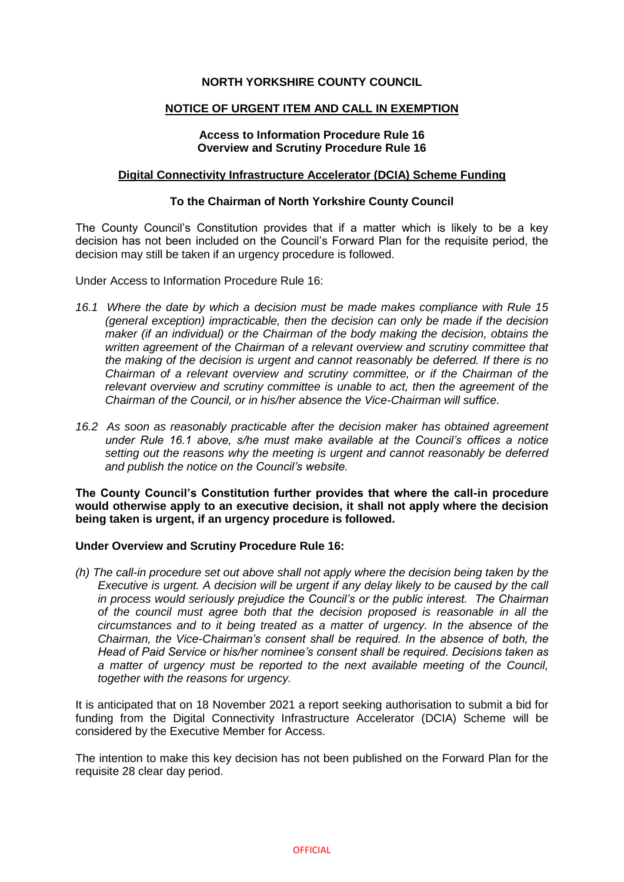# NORTH YORKSHIRE COUNTY COUNCIL

## NOTICE OF URGENT ITEM AND CALL IN EXEMPTION

**Access to Information Procedure Rule 16**
**Overview and Scrutiny Procedure Rule 16**

**Digital Connectivity Infrastructure Accelerator (DCIA) Scheme Funding**

**To the Chairman of North Yorkshire County Council**

The County Council's Constitution provides that if a matter which is likely to be a key decision has not been included on the Council's Forward Plan for the requisite period, the decision may still be taken if an urgency procedure is followed.

Under Access to Information Procedure Rule 16:

*16.1 Where the date by which a decision must be made makes compliance with Rule 15 (general exception) impracticable, then the decision can only be made if the decision maker (if an individual) or the Chairman of the body making the decision, obtains the written agreement of the Chairman of a relevant overview and scrutiny committee that the making of the decision is urgent and cannot reasonably be deferred. If there is no Chairman of a relevant overview and scrutiny committee, or if the Chairman of the relevant overview and scrutiny committee is unable to act, then the agreement of the Chairman of the Council, or in his/her absence the Vice-Chairman will suffice.*

*16.2 As soon as reasonably practicable after the decision maker has obtained agreement under Rule 16.1 above, s/he must make available at the Council's offices a notice setting out the reasons why the meeting is urgent and cannot reasonably be deferred and publish the notice on the Council's website.*

**The County Council's Constitution further provides that where the call-in procedure would otherwise apply to an executive decision, it shall not apply where the decision being taken is urgent, if an urgency procedure is followed.**

**Under Overview and Scrutiny Procedure Rule 16:**

*(h) The call-in procedure set out above shall not apply where the decision being taken by the Executive is urgent. A decision will be urgent if any delay likely to be caused by the call in process would seriously prejudice the Council's or the public interest. The Chairman of the council must agree both that the decision proposed is reasonable in all the circumstances and to it being treated as a matter of urgency. In the absence of the Chairman, the Vice-Chairman's consent shall be required. In the absence of both, the Head of Paid Service or his/her nominee's consent shall be required. Decisions taken as a matter of urgency must be reported to the next available meeting of the Council, together with the reasons for urgency.*

It is anticipated that on 18 November 2021 a report seeking authorisation to submit a bid for funding from the Digital Connectivity Infrastructure Accelerator (DCIA) Scheme will be considered by the Executive Member for Access.

The intention to make this key decision has not been published on the Forward Plan for the requisite 28 clear day period.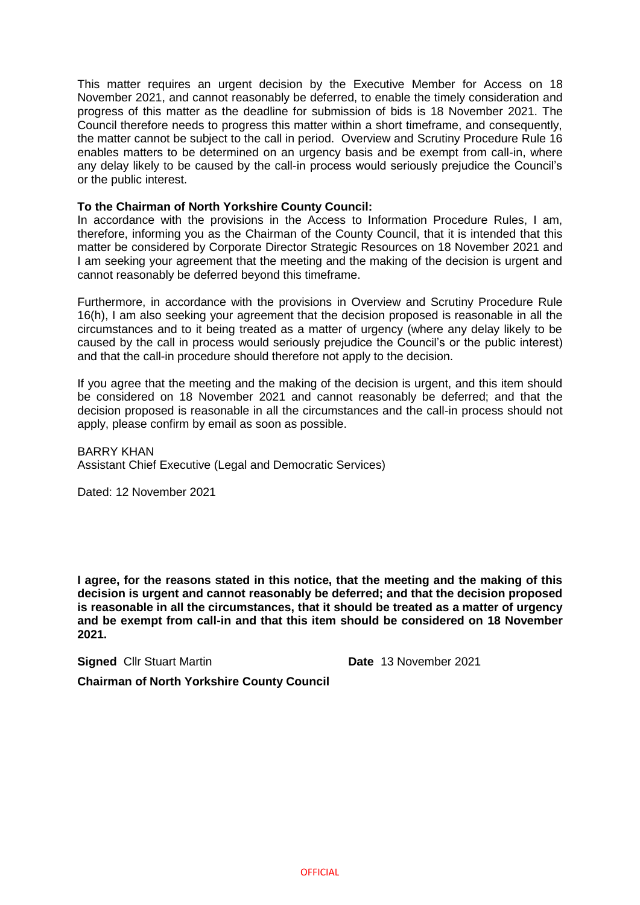This matter requires an urgent decision by the Executive Member for Access on 18 November 2021, and cannot reasonably be deferred, to enable the timely consideration and progress of this matter as the deadline for submission of bids is 18 November 2021. The Council therefore needs to progress this matter within a short timeframe, and consequently, the matter cannot be subject to the call in period. Overview and Scrutiny Procedure Rule 16 enables matters to be determined on an urgency basis and be exempt from call-in, where any delay likely to be caused by the call-in process would seriously prejudice the Council's or the public interest.

**To the Chairman of North Yorkshire County Council:**
In accordance with the provisions in the Access to Information Procedure Rules, I am, therefore, informing you as the Chairman of the County Council, that it is intended that this matter be considered by Corporate Director Strategic Resources on 18 November 2021 and I am seeking your agreement that the meeting and the making of the decision is urgent and cannot reasonably be deferred beyond this timeframe.

Furthermore, in accordance with the provisions in Overview and Scrutiny Procedure Rule 16(h), I am also seeking your agreement that the decision proposed is reasonable in all the circumstances and to it being treated as a matter of urgency (where any delay likely to be caused by the call in process would seriously prejudice the Council's or the public interest) and that the call-in procedure should therefore not apply to the decision.

If you agree that the meeting and the making of the decision is urgent, and this item should be considered on 18 November 2021 and cannot reasonably be deferred; and that the decision proposed is reasonable in all the circumstances and the call-in process should not apply, please confirm by email as soon as possible.

BARRY KHAN
Assistant Chief Executive (Legal and Democratic Services)

Dated: 12 November 2021

**I agree, for the reasons stated in this notice, that the meeting and the making of this decision is urgent and cannot reasonably be deferred; and that the decision proposed is reasonable in all the circumstances, that it should be treated as a matter of urgency and be exempt from call-in and that this item should be considered on 18 November 2021.**

**Signed** Cllr Stuart Martin **Date** 13 November 2021

**Chairman of North Yorkshire County Council**